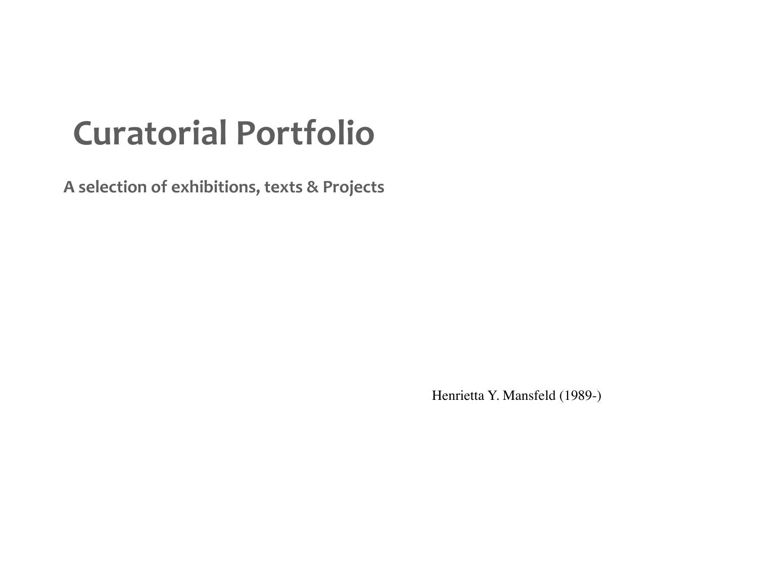# Curatorial Portfolio

## A selection of exhibitions, texts & Projects

Henrietta Y. Mansfeld (1989-)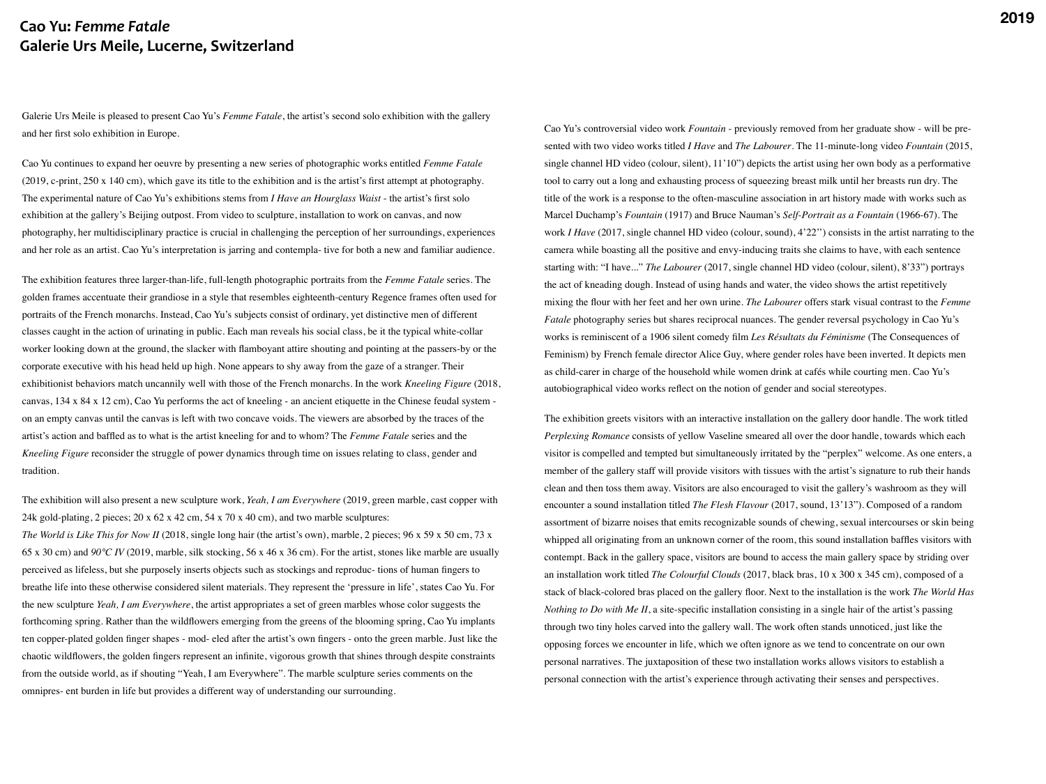# Cao Yu: *Femme Fatale*
## Galerie Urs Meile, Lucerne, Switzerland

2019

Galerie Urs Meile is pleased to present Cao Yu's *Femme Fatale*, the artist's second solo exhibition with the gallery and her first solo exhibition in Europe.

Cao Yu continues to expand her oeuvre by presenting a new series of photographic works entitled *Femme Fatale* (2019, c-print, 250 x 140 cm), which gave its title to the exhibition and is the artist's first attempt at photography. The experimental nature of Cao Yu's exhibitions stems from *I Have an Hourglass Waist* - the artist's first solo exhibition at the gallery's Beijing outpost. From video to sculpture, installation to work on canvas, and now photography, her multidisciplinary practice is crucial in challenging the perception of her surroundings, experiences and her role as an artist. Cao Yu's interpretation is jarring and contempla- tive for both a new and familiar audience.

The exhibition features three larger-than-life, full-length photographic portraits from the *Femme Fatale* series. The golden frames accentuate their grandiose in a style that resembles eighteenth-century Regence frames often used for portraits of the French monarchs. Instead, Cao Yu's subjects consist of ordinary, yet distinctive men of different classes caught in the action of urinating in public. Each man reveals his social class, be it the typical white-collar worker looking down at the ground, the slacker with flamboyant attire shouting and pointing at the passers-by or the corporate executive with his head held up high. None appears to shy away from the gaze of a stranger. Their exhibitionist behaviors match uncannily well with those of the French monarchs. In the work *Kneeling Figure* (2018, canvas, 134 x 84 x 12 cm), Cao Yu performs the act of kneeling - an ancient etiquette in the Chinese feudal system - on an empty canvas until the canvas is left with two concave voids. The viewers are absorbed by the traces of the artist's action and baffled as to what is the artist kneeling for and to whom? The *Femme Fatale* series and the *Kneeling Figure* reconsider the struggle of power dynamics through time on issues relating to class, gender and tradition.

The exhibition will also present a new sculpture work, *Yeah, I am Everywhere* (2019, green marble, cast copper with 24k gold-plating, 2 pieces; 20 x 62 x 42 cm, 54 x 70 x 40 cm), and two marble sculptures:
*The World is Like This for Now II* (2018, single long hair (the artist's own), marble, 2 pieces; 96 x 59 x 50 cm, 73 x 65 x 30 cm) and *90°C IV* (2019, marble, silk stocking, 56 x 46 x 36 cm). For the artist, stones like marble are usually perceived as lifeless, but she purposely inserts objects such as stockings and reproduc- tions of human fingers to breathe life into these otherwise considered silent materials. They represent the 'pressure in life', states Cao Yu. For the new sculpture *Yeah, I am Everywhere*, the artist appropriates a set of green marbles whose color suggests the forthcoming spring. Rather than the wildflowers emerging from the greens of the blooming spring, Cao Yu implants ten copper-plated golden finger shapes - mod- eled after the artist's own fingers - onto the green marble. Just like the chaotic wildflowers, the golden fingers represent an infinite, vigorous growth that shines through despite constraints from the outside world, as if shouting "Yeah, I am Everywhere". The marble sculpture series comments on the omnipres- ent burden in life but provides a different way of understanding our surrounding.

Cao Yu's controversial video work *Fountain* - previously removed from her graduate show - will be pre- sented with two video works titled *I Have* and *The Labourer*. The 11-minute-long video *Fountain* (2015, single channel HD video (colour, silent), 11'10") depicts the artist using her own body as a performative tool to carry out a long and exhausting process of squeezing breast milk until her breasts run dry. The title of the work is a response to the often-masculine association in art history made with works such as Marcel Duchamp's *Fountain* (1917) and Bruce Nauman's *Self-Portrait as a Fountain* (1966-67). The work *I Have* (2017, single channel HD video (colour, sound), 4'22") consists in the artist narrating to the camera while boasting all the positive and envy-inducing traits she claims to have, with each sentence starting with: "I have..." *The Labourer* (2017, single channel HD video (colour, silent), 8'33") portrays the act of kneading dough. Instead of using hands and water, the video shows the artist repetitively mixing the flour with her feet and her own urine. *The Labourer* offers stark visual contrast to the *Femme Fatale* photography series but shares reciprocal nuances. The gender reversal psychology in Cao Yu's works is reminiscent of a 1906 silent comedy film *Les Résultats du Féminisme* (The Consequences of Feminism) by French female director Alice Guy, where gender roles have been inverted. It depicts men as child-carer in charge of the household while women drink at cafés while courting men. Cao Yu's autobiographical video works reflect on the notion of gender and social stereotypes.

The exhibition greets visitors with an interactive installation on the gallery door handle. The work titled *Perplexing Romance* consists of yellow Vaseline smeared all over the door handle, towards which each visitor is compelled and tempted but simultaneously irritated by the "perplex" welcome. As one enters, a member of the gallery staff will provide visitors with tissues with the artist's signature to rub their hands clean and then toss them away. Visitors are also encouraged to visit the gallery's washroom as they will encounter a sound installation titled *The Flesh Flavour* (2017, sound, 13'13"). Composed of a random assortment of bizarre noises that emits recognizable sounds of chewing, sexual intercourses or skin being whipped all originating from an unknown corner of the room, this sound installation baffles visitors with contempt. Back in the gallery space, visitors are bound to access the main gallery space by striding over an installation work titled *The Colourful Clouds* (2017, black bras, 10 x 300 x 345 cm), composed of a stack of black-colored bras placed on the gallery floor. Next to the installation is the work *The World Has Nothing to Do with Me II*, a site-specific installation consisting in a single hair of the artist's passing through two tiny holes carved into the gallery wall. The work often stands unnoticed, just like the opposing forces we encounter in life, which we often ignore as we tend to concentrate on our own personal narratives. The juxtaposition of these two installation works allows visitors to establish a personal connection with the artist's experience through activating their senses and perspectives.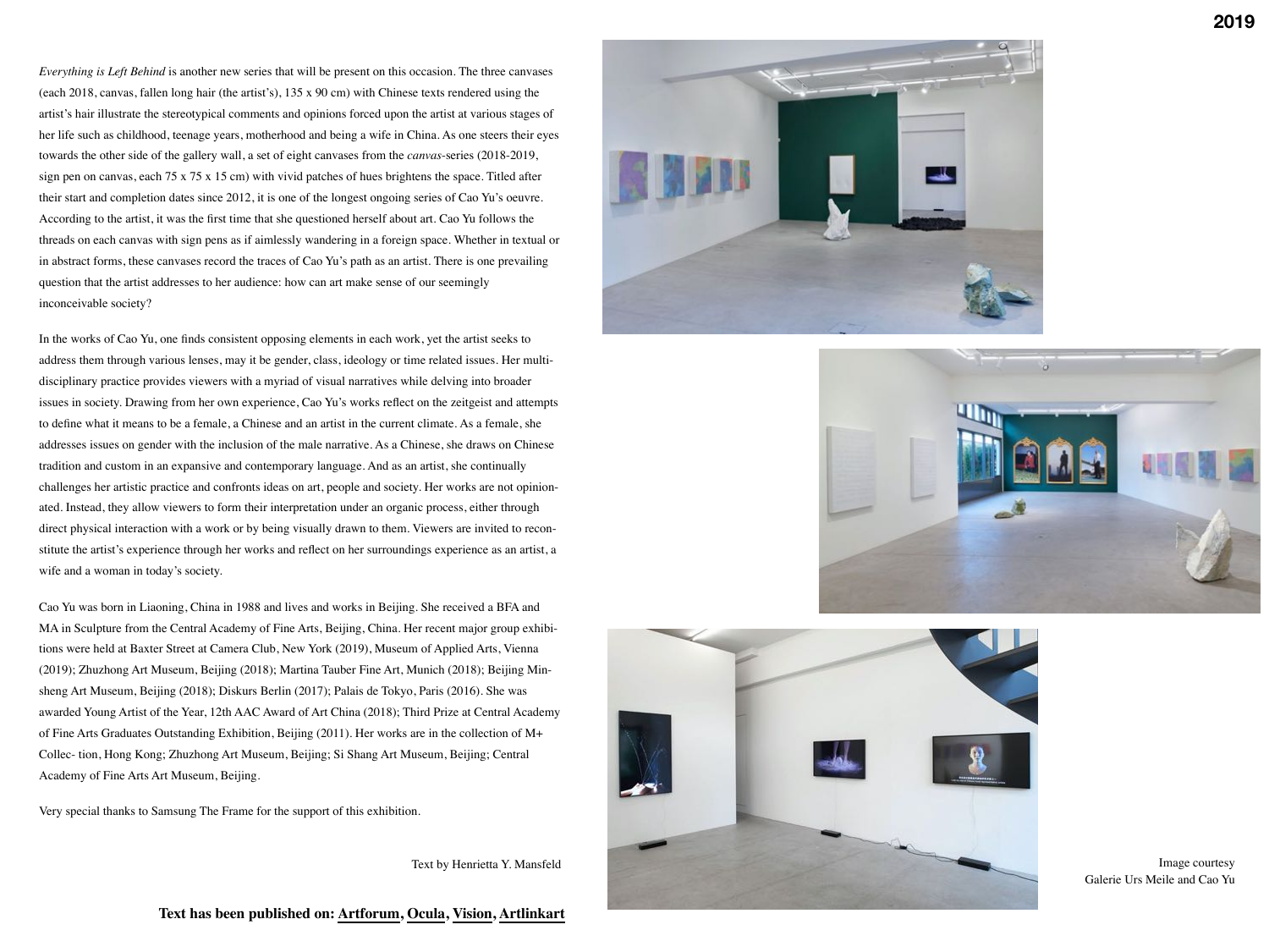*Everything is Left Behind* is another new series that will be present on this occasion. The three canvases (each 2018, canvas, fallen long hair (the artist's), 135 x 90 cm) with Chinese texts rendered using the artist's hair illustrate the stereotypical comments and opinions forced upon the artist at various stages of her life such as childhood, teenage years, motherhood and being a wife in China. As one steers their eyes towards the other side of the gallery wall, a set of eight canvases from the *canvas*-series (2018-2019, sign pen on canvas, each 75 x 75 x 15 cm) with vivid patches of hues brightens the space. Titled after their start and completion dates since 2012, it is one of the longest ongoing series of Cao Yu's oeuvre. According to the artist, it was the first time that she questioned herself about art. Cao Yu follows the threads on each canvas with sign pens as if aimlessly wandering in a foreign space. Whether in textual or in abstract forms, these canvases record the traces of Cao Yu's path as an artist. There is one prevailing question that the artist addresses to her audience: how can art make sense of our seemingly inconceivable society?

In the works of Cao Yu, one finds consistent opposing elements in each work, yet the artist seeks to address them through various lenses, may it be gender, class, ideology or time related issues. Her multi-disciplinary practice provides viewers with a myriad of visual narratives while delving into broader issues in society. Drawing from her own experience, Cao Yu's works reflect on the zeitgeist and attempts to define what it means to be a female, a Chinese and an artist in the current climate. As a female, she addresses issues on gender with the inclusion of the male narrative. As a Chinese, she draws on Chinese tradition and custom in an expansive and contemporary language. And as an artist, she continually challenges her artistic practice and confronts ideas on art, people and society. Her works are not opinionated. Instead, they allow viewers to form their interpretation under an organic process, either through direct physical interaction with a work or by being visually drawn to them. Viewers are invited to reconstitute the artist's experience through her works and reflect on her surroundings experience as an artist, a wife and a woman in today's society.

Cao Yu was born in Liaoning, China in 1988 and lives and works in Beijing. She received a BFA and MA in Sculpture from the Central Academy of Fine Arts, Beijing, China. Her recent major group exhibitions were held at Baxter Street at Camera Club, New York (2019), Museum of Applied Arts, Vienna (2019); Zhuzhong Art Museum, Beijing (2018); Martina Tauber Fine Art, Munich (2018); Beijing Minsheng Art Museum, Beijing (2018); Diskurs Berlin (2017); Palais de Tokyo, Paris (2016). She was awarded Young Artist of the Year, 12th AAC Award of Art China (2018); Third Prize at Central Academy of Fine Arts Graduates Outstanding Exhibition, Beijing (2011). Her works are in the collection of M+ Collec- tion, Hong Kong; Zhuzhong Art Museum, Beijing; Si Shang Art Museum, Beijing; Central Academy of Fine Arts Museum, Beijing.

Very special thanks to Samsung The Frame for the support of this exhibition.

Text by Henrietta Y. Mansfeld

**Text has been published on: Artforum, Ocula, Vision, Artlinkart**

Image courtesy
Galerie Urs Meile and Cao Yu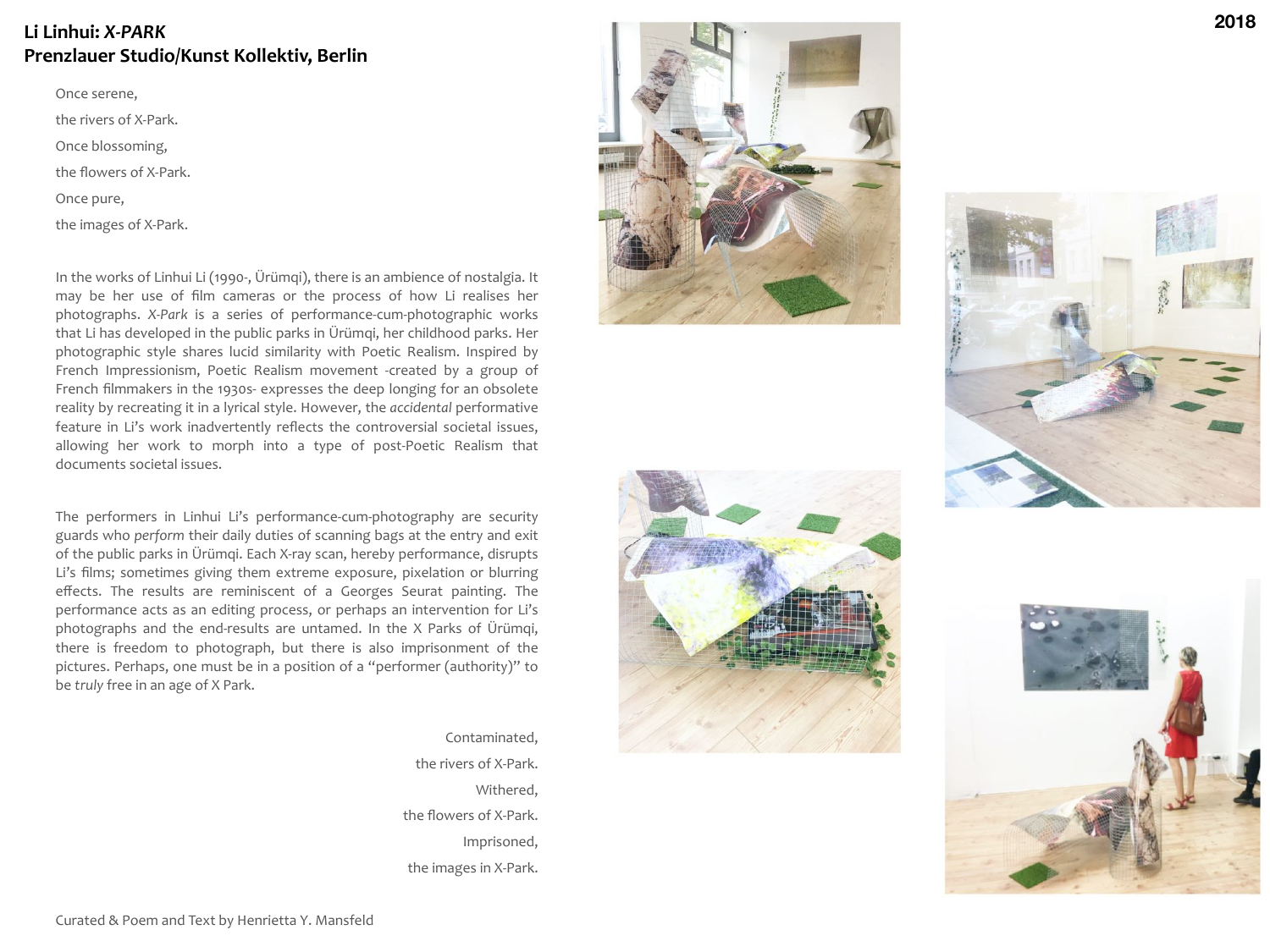# Li Linhui: *X-PARK*
## Prenzlauer Studio/Kunst Kollektiv, Berlin

2018

Once serene,

the rivers of X-Park.

Once blossoming,

the flowers of X-Park.

Once pure,

the images of X-Park.

In the works of Linhui Li (1990-, Ürümqi), there is an ambience of nostalgia. It may be her use of film cameras or the process of how Li realises her photographs. *X-Park* is a series of performance-cum-photographic works that Li has developed in the public parks in Ürümqi, her childhood parks. Her photographic style shares lucid similarity with Poetic Realism. Inspired by French Impressionism, Poetic Realism movement -created by a group of French filmmakers in the 1930s- expresses the deep longing for an obsolete reality by recreating it in a lyrical style. However, the *accidental* performative feature in Li's work inadvertently reflects the controversial societal issues, allowing her work to morph into a type of post-Poetic Realism that documents societal issues.

The performers in Linhui Li's performance-cum-photography are security guards who *perform* their daily duties of scanning bags at the entry and exit of the public parks in Ürümqi. Each X-ray scan, hereby performance, disrupts Li's films; sometimes giving them extreme exposure, pixelation or blurring effects. The results are reminiscent of a Georges Seurat painting. The performance acts as an editing process, or perhaps an intervention for Li's photographs and the end-results are untamed. In the X Parks of Ürümqi, there is freedom to photograph, but there is also imprisonment of the pictures. Perhaps, one must be in a position of a "performer (authority)" to be *truly* free in an age of X Park.

Contaminated,

the rivers of X-Park.

Withered,

the flowers of X-Park.

Imprisoned,

the images in X-Park.

Curated & Poem and Text by Henrietta Y. Mansfeld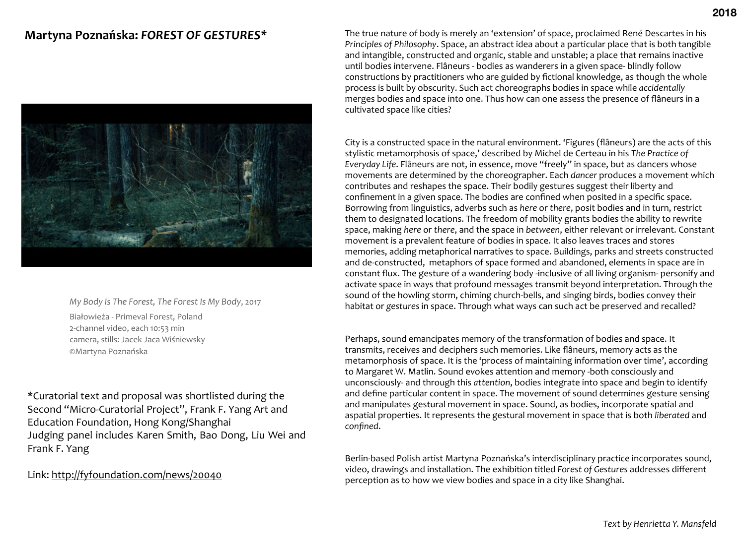## Martyna Poznańska: *FOREST OF GESTURES**

*My Body Is The Forest, The Forest Is My Body*, 2017
Białowieża - Primeval Forest, Poland
2-channel video, each 10:53 min
camera, stills: Jacek Jaca Wiśniewsky
©Martyna Poznańska

*Curatorial text and proposal was shortlisted during the Second "Micro-Curatorial Project", Frank F. Yang Art and Education Foundation, Hong Kong/Shanghai
Judging panel includes Karen Smith, Bao Dong, Liu Wei and Frank F. Yang

Link: http://fyfoundation.com/news/20040

The true nature of body is merely an 'extension' of space, proclaimed René Descartes in his *Principles of Philosophy*. Space, an abstract idea about a particular place that is both tangible and intangible, constructed and organic, stable and unstable; a place that remains inactive until bodies intervene. Flâneurs - bodies as wanderers in a given space- blindly follow constructions by practitioners who are guided by fictional knowledge, as though the whole process is built by obscurity. Such act choreographs bodies in space while *accidentally* merges bodies and space into one. Thus how can one assess the presence of flâneurs in a cultivated space like cities?

City is a constructed space in the natural environment. 'Figures (flâneurs) are the acts of this stylistic metamorphosis of space,' described by Michel de Certeau in his *The Practice of Everyday Life*. Flâneurs are not, in essence, move "freely" in space, but as dancers whose movements are determined by the choreographer. Each *dancer* produces a movement which contributes and reshapes the space. Their bodily gestures suggest their liberty and confinement in a given space. The bodies are confined when posited in a specific space. Borrowing from linguistics, adverbs such as *here* or *there*, posit bodies and in turn, restrict them to designated locations. The freedom of mobility grants bodies the ability to rewrite space, making *here* or *there*, and the space in *between*, either relevant or irrelevant. Constant movement is a prevalent feature of bodies in space. It also leaves traces and stores memories, adding metaphorical narratives to space. Buildings, parks and streets constructed and de-constructed, metaphors of space formed and abandoned, elements in space are in constant flux. The gesture of a wandering body -inclusive of all living organism- personify and activate space in ways that profound messages transmit beyond interpretation. Through the sound of the howling storm, chiming church-bells, and singing birds, bodies convey their habitat or *gestures* in space. Through what ways can such act be preserved and recalled?

Perhaps, sound emancipates memory of the transformation of bodies and space. It transmits, receives and deciphers such memories. Like flâneurs, memory acts as the metamorphosis of space. It is the 'process of maintaining information over time', according to Margaret W. Matlin. Sound evokes attention and memory -both consciously and unconsciously- and through this *attention*, bodies integrate into space and begin to identify and define particular content in space. The movement of sound determines gesture sensing and manipulates gestural movement in space. Sound, as bodies, incorporate spatial and aspatial properties. It represents the gestural movement in space that is both *liberated* and *confined*.

Berlin-based Polish artist Martyna Poznańska's interdisciplinary practice incorporates sound, video, drawings and installation. The exhibition titled *Forest of Gestures* addresses different perception as to how we view bodies and space in a city like Shanghai.

*Text by Henrietta Y. Mansfeld*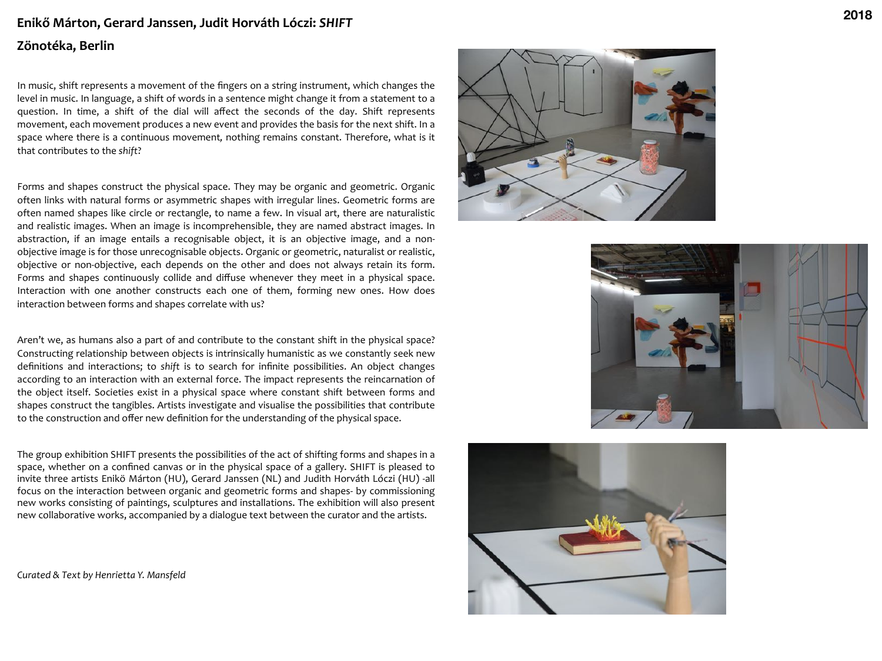**2018**

## Enikő Márton, Gerard Janssen, Judit Horváth Lóczi: *SHIFT*

## Zönotéka, Berlin

In music, shift represents a movement of the fingers on a string instrument, which changes the level in music. In language, a shift of words in a sentence might change it from a statement to a question. In time, a shift of the dial will affect the seconds of the day. Shift represents movement, each movement produces a new event and provides the basis for the next shift. In a space where there is a continuous movement, nothing remains constant. Therefore, what is it that contributes to the *shift*?

Forms and shapes construct the physical space. They may be organic and geometric. Organic often links with natural forms or asymmetric shapes with irregular lines. Geometric forms are often named shapes like circle or rectangle, to name a few. In visual art, there are naturalistic and realistic images. When an image is incomprehensible, they are named abstract images. In abstraction, if an image entails a recognisable object, it is an objective image, and a non-objective image is for those unrecognisable objects. Organic or geometric, naturalist or realistic, objective or non-objective, each depends on the other and does not always retain its form. Forms and shapes continuously collide and diffuse whenever they meet in a physical space. Interaction with one another constructs each one of them, forming new ones. How does interaction between forms and shapes correlate with us?

Aren't we, as humans also a part of and contribute to the constant shift in the physical space? Constructing relationship between objects is intrinsically humanistic as we constantly seek new definitions and interactions; to *shift* is to search for infinite possibilities. An object changes according to an interaction with an external force. The impact represents the reincarnation of the object itself. Societies exist in a physical space where constant shift between forms and shapes construct the tangibles. Artists investigate and visualise the possibilities that contribute to the construction and offer new definition for the understanding of the physical space.

The group exhibition SHIFT presents the possibilities of the act of shifting forms and shapes in a space, whether on a confined canvas or in the physical space of a gallery. SHIFT is pleased to invite three artists Enikö Márton (HU), Gerard Janssen (NL) and Judith Horváth Lóczi (HU) -all focus on the interaction between organic and geometric forms and shapes- by commissioning new works consisting of paintings, sculptures and installations. The exhibition will also present new collaborative works, accompanied by a dialogue text between the curator and the artists.

*Curated & Text by Henrietta Y. Mansfeld*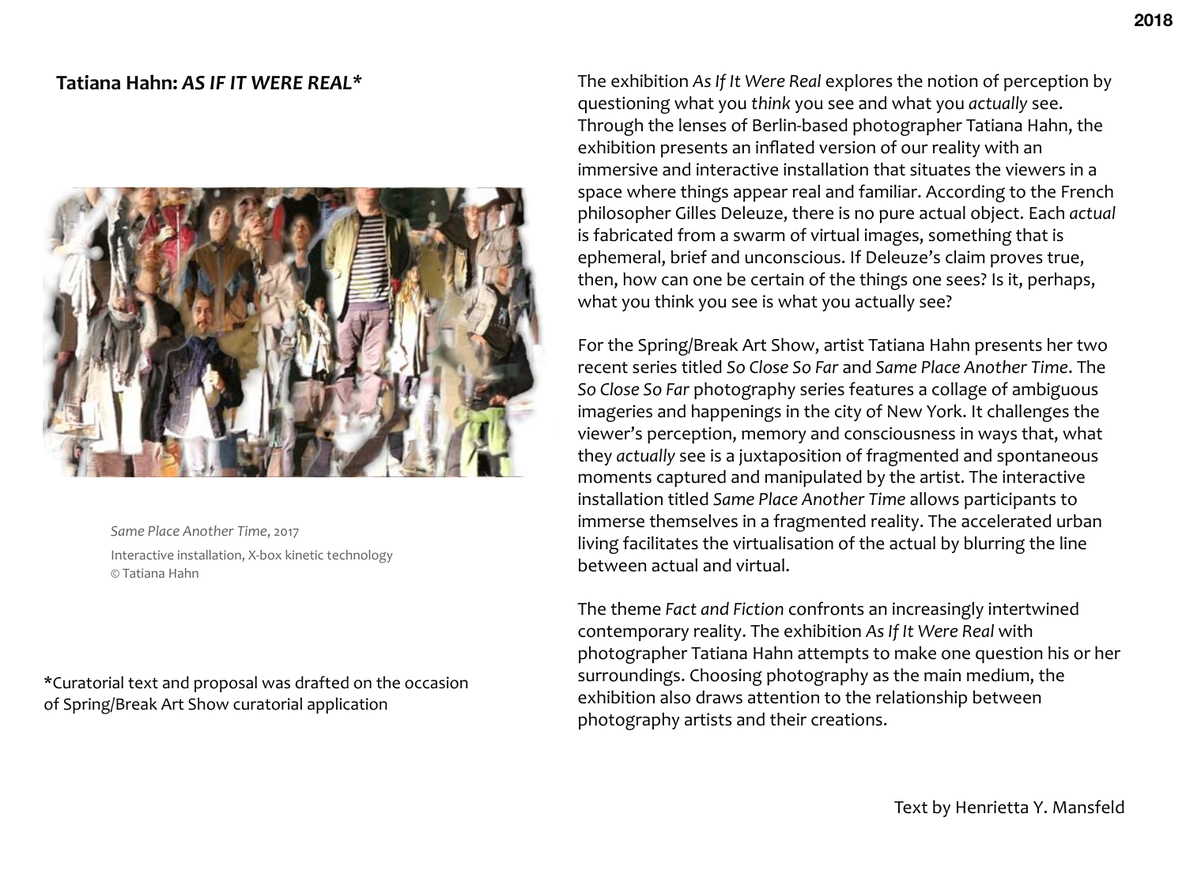## Tatiana Hahn: *AS IF IT WERE REAL**

*Same Place Another Time*, 2017
Interactive installation, X-box kinetic technology
© Tatiana Hahn

*Curatorial text and proposal was drafted on the occasion of Spring/Break Art Show curatorial application

The exhibition *As If It Were Real* explores the notion of perception by questioning what you *think* you see and what you *actually* see. Through the lenses of Berlin-based photographer Tatiana Hahn, the exhibition presents an inflated version of our reality with an immersive and interactive installation that situates the viewers in a space where things appear real and familiar. According to the French philosopher Gilles Deleuze, there is no pure actual object. Each *actual* is fabricated from a swarm of virtual images, something that is ephemeral, brief and unconscious. If Deleuze's claim proves true, then, how can one be certain of the things one sees? Is it, perhaps, what you think you see is what you actually see?

For the Spring/Break Art Show, artist Tatiana Hahn presents her two recent series titled *So Close So Far* and *Same Place Another Time*. The *So Close So Far* photography series features a collage of ambiguous imageries and happenings in the city of New York. It challenges the viewer's perception, memory and consciousness in ways that, what they *actually* see is a juxtaposition of fragmented and spontaneous moments captured and manipulated by the artist. The interactive installation titled *Same Place Another Time* allows participants to immerse themselves in a fragmented reality. The accelerated urban living facilitates the virtualisation of the actual by blurring the line between actual and virtual.

The theme *Fact and Fiction* confronts an increasingly intertwined contemporary reality. The exhibition *As If It Were Real* with photographer Tatiana Hahn attempts to make one question his or her surroundings. Choosing photography as the main medium, the exhibition also draws attention to the relationship between photography artists and their creations.

Text by Henrietta Y. Mansfeld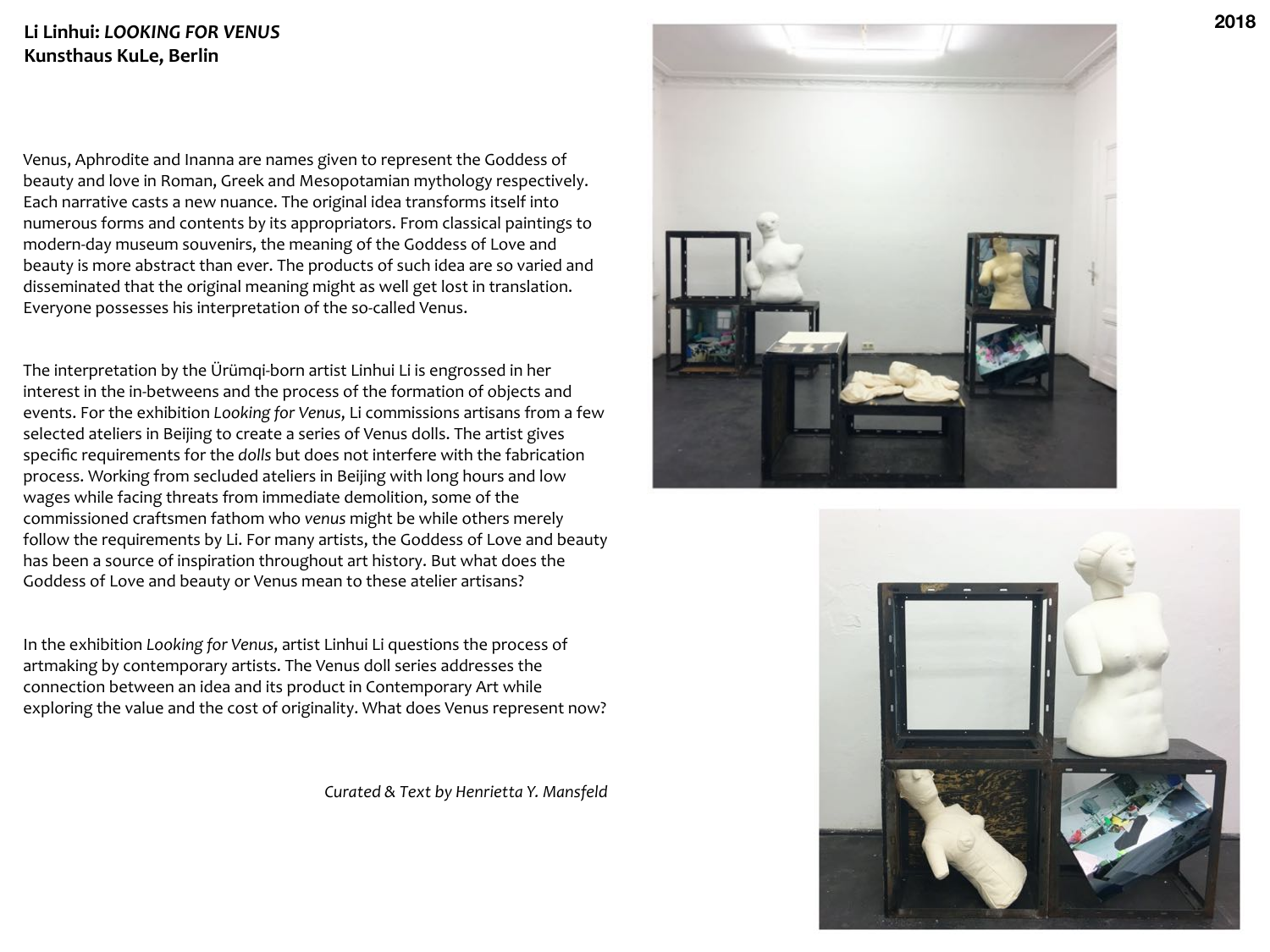**Li Linhui: *LOOKING FOR VENUS***
**Kunsthaus KuLe, Berlin**

2018

Venus, Aphrodite and Inanna are names given to represent the Goddess of beauty and love in Roman, Greek and Mesopotamian mythology respectively. Each narrative casts a new nuance. The original idea transforms itself into numerous forms and contents by its appropriators. From classical paintings to modern-day museum souvenirs, the meaning of the Goddess of Love and beauty is more abstract than ever. The products of such idea are so varied and disseminated that the original meaning might as well get lost in translation. Everyone possesses his interpretation of the so-called Venus.

The interpretation by the Ürümqi-born artist Linhui Li is engrossed in her interest in the in-betweens and the process of the formation of objects and events. For the exhibition *Looking for Venus*, Li commissions artisans from a few selected ateliers in Beijing to create a series of Venus dolls. The artist gives specific requirements for the *dolls* but does not interfere with the fabrication process. Working from secluded ateliers in Beijing with long hours and low wages while facing threats from immediate demolition, some of the commissioned craftsmen fathom who *venus* might be while others merely follow the requirements by Li. For many artists, the Goddess of Love and beauty has been a source of inspiration throughout art history. But what does the Goddess of Love and beauty or Venus mean to these atelier artisans?

In the exhibition *Looking for Venus*, artist Linhui Li questions the process of artmaking by contemporary artists. The Venus doll series addresses the connection between an idea and its product in Contemporary Art while exploring the value and the cost of originality. What does Venus represent now?

*Curated & Text by Henrietta Y. Mansfeld*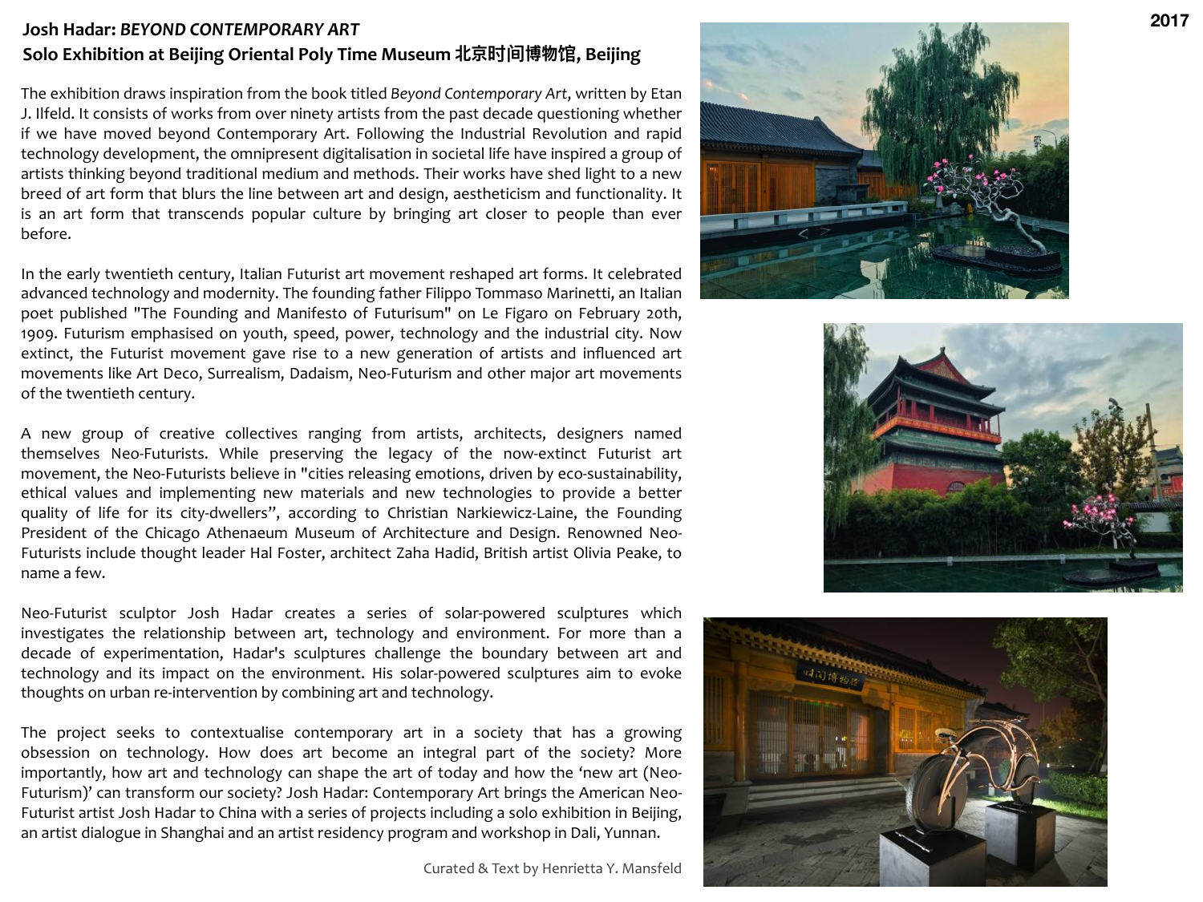2017

# Josh Hadar: *BEYOND CONTEMPORARY ART*
## Solo Exhibition at Beijing Oriental Poly Time Museum 北京时间博物馆, Beijing

The exhibition draws inspiration from the book titled *Beyond Contemporary Art*, written by Etan J. Ilfeld. It consists of works from over ninety artists from the past decade questioning whether if we have moved beyond Contemporary Art. Following the Industrial Revolution and rapid technology development, the omnipresent digitalisation in societal life have inspired a group of artists thinking beyond traditional medium and methods. Their works have shed light to a new breed of art form that blurs the line between art and design, aestheticism and functionality. It is an art form that transcends popular culture by bringing art closer to people than ever before.

In the early twentieth century, Italian Futurist art movement reshaped art forms. It celebrated advanced technology and modernity. The founding father Filippo Tommaso Marinetti, an Italian poet published "The Founding and Manifesto of Futurisum" on Le Figaro on February 20th, 1909. Futurism emphasised on youth, speed, power, technology and the industrial city. Now extinct, the Futurist movement gave rise to a new generation of artists and influenced art movements like Art Deco, Surrealism, Dadaism, Neo-Futurism and other major art movements of the twentieth century.

A new group of creative collectives ranging from artists, architects, designers named themselves Neo-Futurists. While preserving the legacy of the now-extinct Futurist art movement, the Neo-Futurists believe in "cities releasing emotions, driven by eco-sustainability, ethical values and implementing new materials and new technologies to provide a better quality of life for its city-dwellers", according to Christian Narkiewicz-Laine, the Founding President of the Chicago Athenaeum Museum of Architecture and Design. Renowned Neo-Futurists include thought leader Hal Foster, architect Zaha Hadid, British artist Olivia Peake, to name a few.

Neo-Futurist sculptor Josh Hadar creates a series of solar-powered sculptures which investigates the relationship between art, technology and environment. For more than a decade of experimentation, Hadar's sculptures challenge the boundary between art and technology and its impact on the environment. His solar-powered sculptures aim to evoke thoughts on urban re-intervention by combining art and technology.

The project seeks to contextualise contemporary art in a society that has a growing obsession on technology. How does art become an integral part of the society? More importantly, how art and technology can shape the art of today and how the 'new art (Neo-Futurism)' can transform our society? Josh Hadar: Contemporary Art brings the American Neo-Futurist artist Josh Hadar to China with a series of projects including a solo exhibition in Beijing, an artist dialogue in Shanghai and an artist residency program and workshop in Dali, Yunnan.

Curated & Text by Henrietta Y. Mansfeld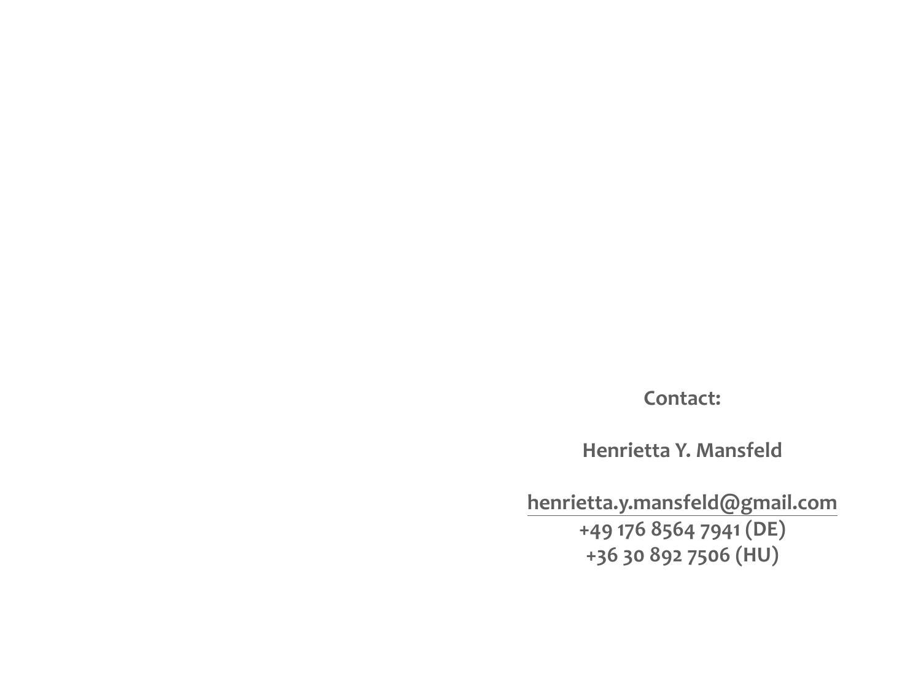**Contact:**

**Henrietta Y. Mansfeld**

**henrietta.y.mansfeld@gmail.com**
**+49 176 8564 7941 (DE)**
**+36 30 892 7506 (HU)**